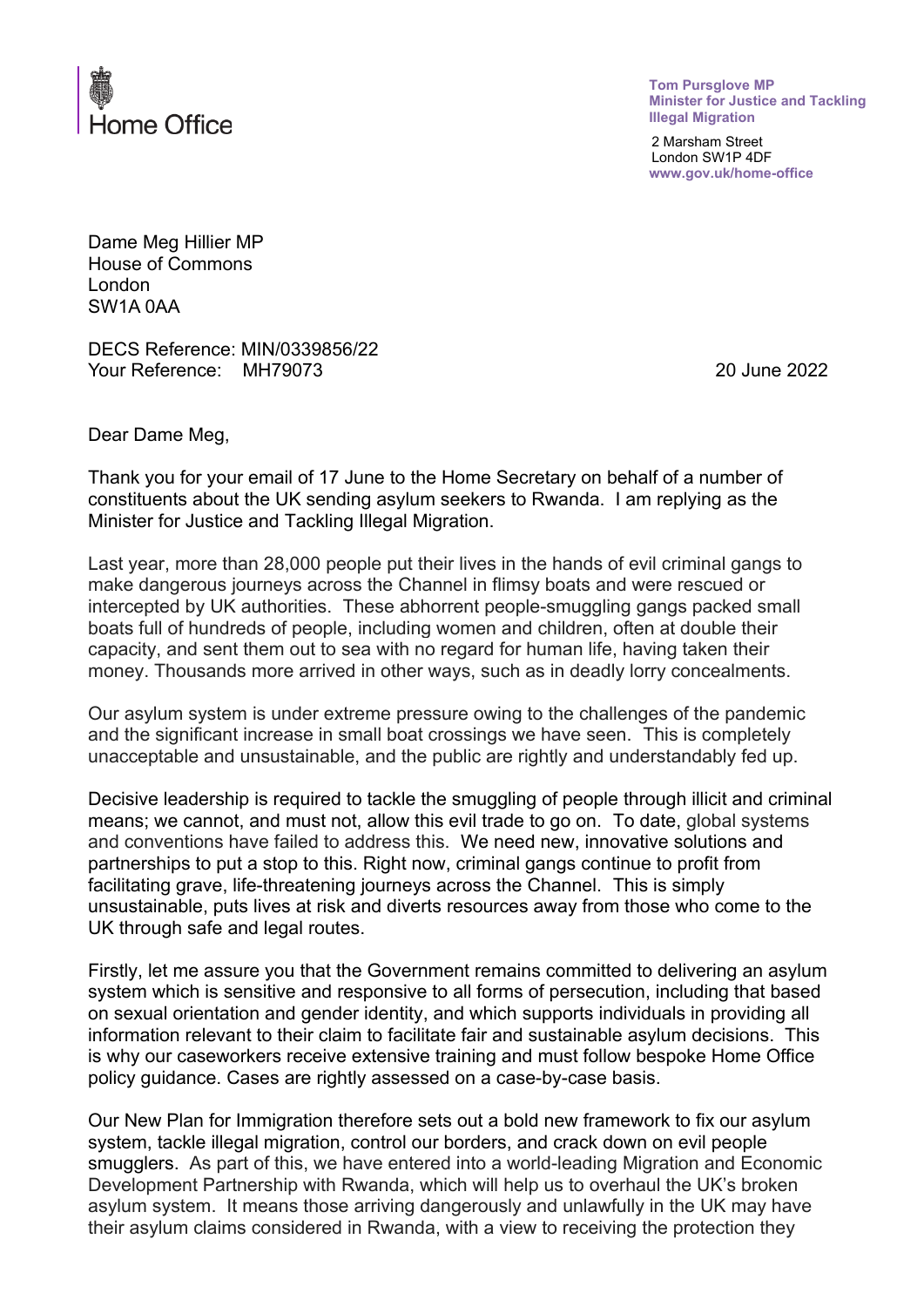Home Office

**Tom Pursglove MP**
**Minister for Justice and Tackling Illegal Migration**

2 Marsham Street
London SW1P 4DF
**www.gov.uk/home-office**

Dame Meg Hillier MP
House of Commons
London
SW1A 0AA

DECS Reference: MIN/0339856/22
Your Reference: MH79073

20 June 2022

Dear Dame Meg,

Thank you for your email of 17 June to the Home Secretary on behalf of a number of constituents about the UK sending asylum seekers to Rwanda. I am replying as the Minister for Justice and Tackling Illegal Migration.

Last year, more than 28,000 people put their lives in the hands of evil criminal gangs to make dangerous journeys across the Channel in flimsy boats and were rescued or intercepted by UK authorities. These abhorrent people-smuggling gangs packed small boats full of hundreds of people, including women and children, often at double their capacity, and sent them out to sea with no regard for human life, having taken their money. Thousands more arrived in other ways, such as in deadly lorry concealments.

Our asylum system is under extreme pressure owing to the challenges of the pandemic and the significant increase in small boat crossings we have seen. This is completely unacceptable and unsustainable, and the public are rightly and understandably fed up.

Decisive leadership is required to tackle the smuggling of people through illicit and criminal means; we cannot, and must not, allow this evil trade to go on. To date, global systems and conventions have failed to address this. We need new, innovative solutions and partnerships to put a stop to this. Right now, criminal gangs continue to profit from facilitating grave, life-threatening journeys across the Channel. This is simply unsustainable, puts lives at risk and diverts resources away from those who come to the UK through safe and legal routes.

Firstly, let me assure you that the Government remains committed to delivering an asylum system which is sensitive and responsive to all forms of persecution, including that based on sexual orientation and gender identity, and which supports individuals in providing all information relevant to their claim to facilitate fair and sustainable asylum decisions. This is why our caseworkers receive extensive training and must follow bespoke Home Office policy guidance. Cases are rightly assessed on a case-by-case basis.

Our New Plan for Immigration therefore sets out a bold new framework to fix our asylum system, tackle illegal migration, control our borders, and crack down on evil people smugglers. As part of this, we have entered into a world-leading Migration and Economic Development Partnership with Rwanda, which will help us to overhaul the UK's broken asylum system. It means those arriving dangerously and unlawfully in the UK may have their asylum claims considered in Rwanda, with a view to receiving the protection they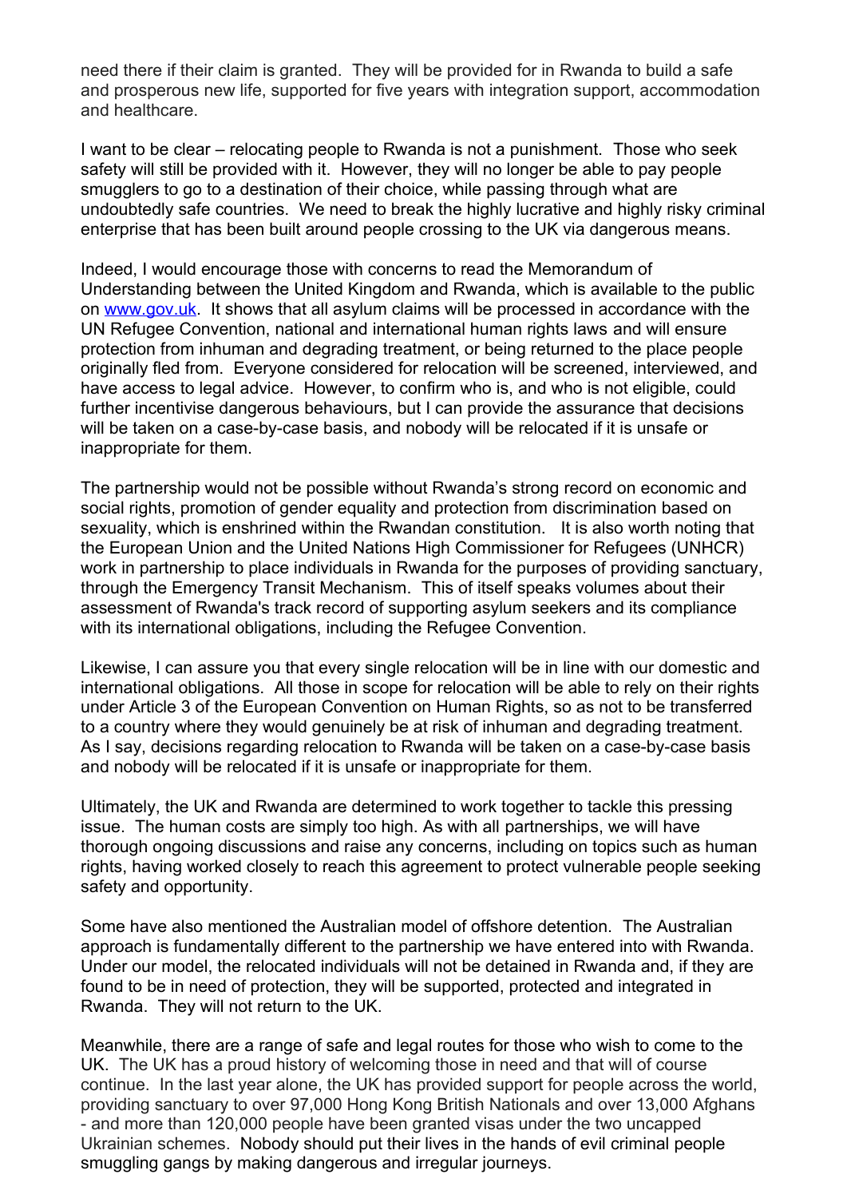need there if their claim is granted. They will be provided for in Rwanda to build a safe and prosperous new life, supported for five years with integration support, accommodation and healthcare.

I want to be clear – relocating people to Rwanda is not a punishment. Those who seek safety will still be provided with it. However, they will no longer be able to pay people smugglers to go to a destination of their choice, while passing through what are undoubtedly safe countries. We need to break the highly lucrative and highly risky criminal enterprise that has been built around people crossing to the UK via dangerous means.

Indeed, I would encourage those with concerns to read the Memorandum of Understanding between the United Kingdom and Rwanda, which is available to the public on [www.gov.uk](http://www.gov.uk). It shows that all asylum claims will be processed in accordance with the UN Refugee Convention, national and international human rights laws and will ensure protection from inhuman and degrading treatment, or being returned to the place people originally fled from. Everyone considered for relocation will be screened, interviewed, and have access to legal advice. However, to confirm who is, and who is not eligible, could further incentivise dangerous behaviours, but I can provide the assurance that decisions will be taken on a case-by-case basis, and nobody will be relocated if it is unsafe or inappropriate for them.

The partnership would not be possible without Rwanda's strong record on economic and social rights, promotion of gender equality and protection from discrimination based on sexuality, which is enshrined within the Rwandan constitution. It is also worth noting that the European Union and the United Nations High Commissioner for Refugees (UNHCR) work in partnership to place individuals in Rwanda for the purposes of providing sanctuary, through the Emergency Transit Mechanism. This of itself speaks volumes about their assessment of Rwanda's track record of supporting asylum seekers and its compliance with its international obligations, including the Refugee Convention.

Likewise, I can assure you that every single relocation will be in line with our domestic and international obligations. All those in scope for relocation will be able to rely on their rights under Article 3 of the European Convention on Human Rights, so as not to be transferred to a country where they would genuinely be at risk of inhuman and degrading treatment. As I say, decisions regarding relocation to Rwanda will be taken on a case-by-case basis and nobody will be relocated if it is unsafe or inappropriate for them.

Ultimately, the UK and Rwanda are determined to work together to tackle this pressing issue. The human costs are simply too high. As with all partnerships, we will have thorough ongoing discussions and raise any concerns, including on topics such as human rights, having worked closely to reach this agreement to protect vulnerable people seeking safety and opportunity.

Some have also mentioned the Australian model of offshore detention. The Australian approach is fundamentally different to the partnership we have entered into with Rwanda. Under our model, the relocated individuals will not be detained in Rwanda and, if they are found to be in need of protection, they will be supported, protected and integrated in Rwanda. They will not return to the UK.

Meanwhile, there are a range of safe and legal routes for those who wish to come to the UK. The UK has a proud history of welcoming those in need and that will of course continue. In the last year alone, the UK has provided support for people across the world, providing sanctuary to over 97,000 Hong Kong British Nationals and over 13,000 Afghans - and more than 120,000 people have been granted visas under the two uncapped Ukrainian schemes. Nobody should put their lives in the hands of evil criminal people smuggling gangs by making dangerous and irregular journeys.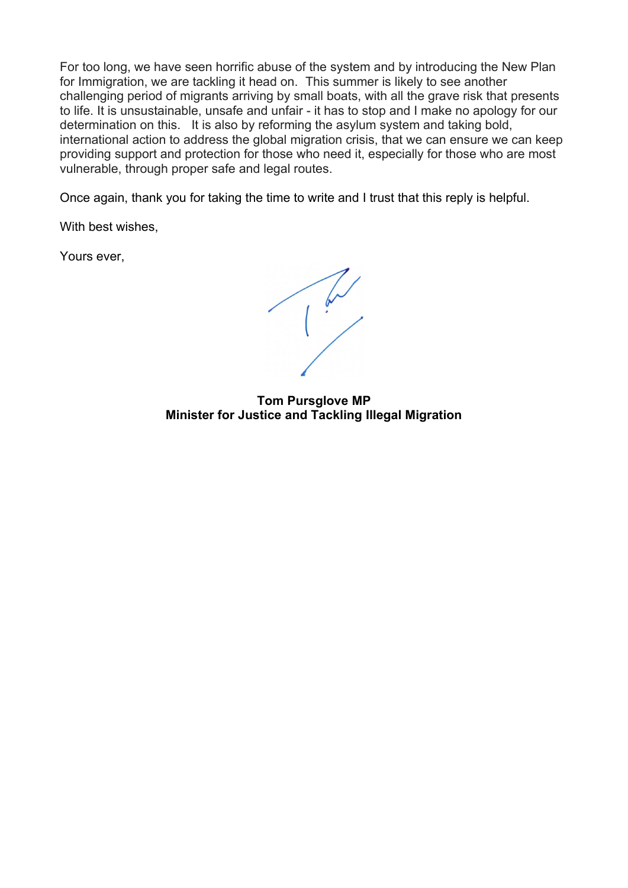For too long, we have seen horrific abuse of the system and by introducing the New Plan for Immigration, we are tackling it head on. This summer is likely to see another challenging period of migrants arriving by small boats, with all the grave risk that presents to life. It is unsustainable, unsafe and unfair - it has to stop and I make no apology for our determination on this. It is also by reforming the asylum system and taking bold, international action to address the global migration crisis, that we can ensure we can keep providing support and protection for those who need it, especially for those who are most vulnerable, through proper safe and legal routes.

Once again, thank you for taking the time to write and I trust that this reply is helpful.

With best wishes,

Yours ever,

**Tom Pursglove MP**
**Minister for Justice and Tackling Illegal Migration**